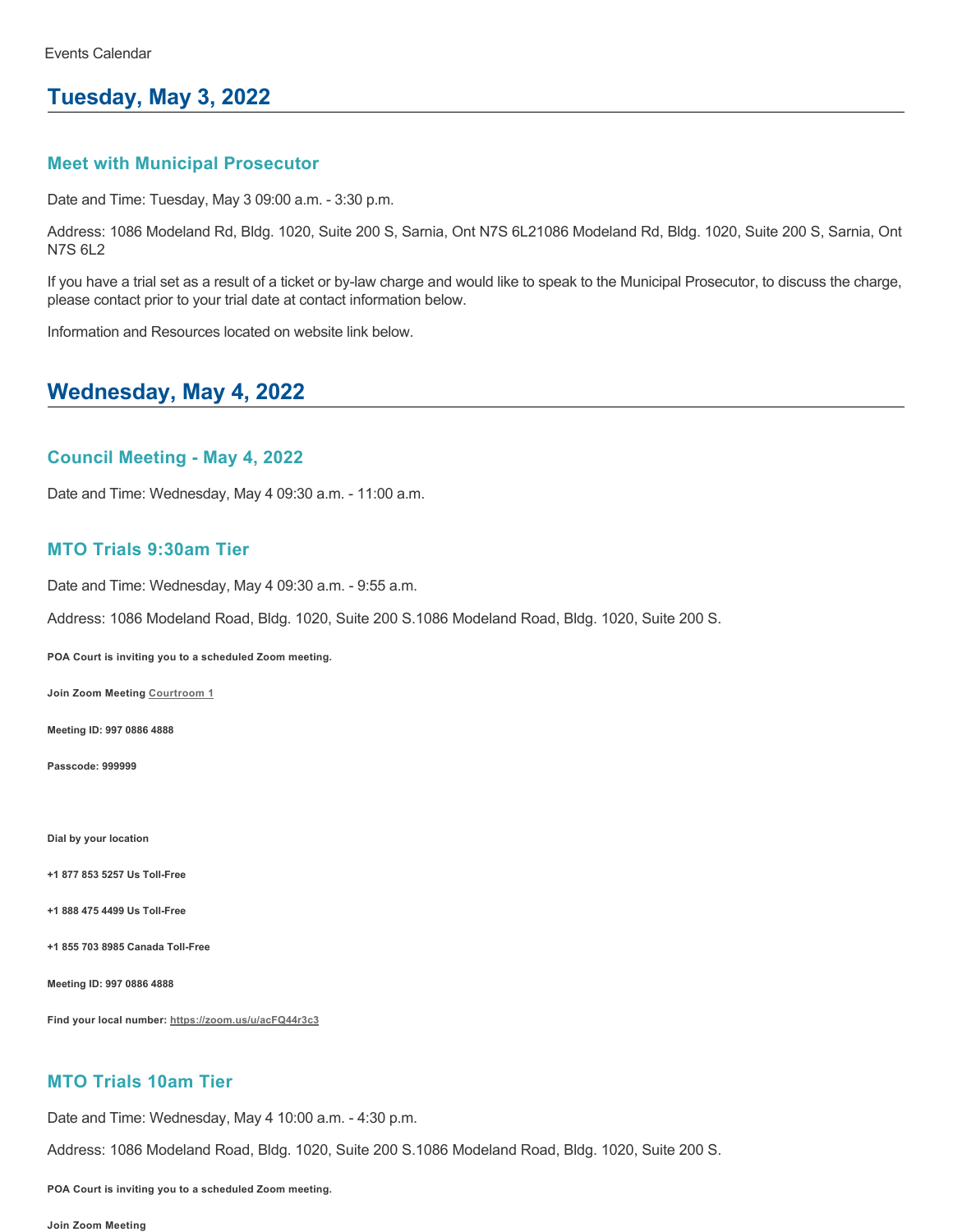Events Calendar

## Tuesday, May 3, 2022

### Meet with Municipal Prosecutor

Date and Time: Tuesday, May 3 09:00 a.m. - 3:30 p.m.

Address: 1086 Modeland Rd, Bldg. 1020, Suite 200 S, Sarnia, Ont N7S 6L21086 Modeland Rd, Bldg. 1020, Suite 200 S, Sarnia, Ont N7S 6L2

If you have a trial set as a result of a ticket or by-law charge and would like to speak to the Municipal Prosecutor, to discuss the charge, please contact prior to your trial date at contact information below.

Information and Resources located on website link below.

## Wednesday, May 4, 2022

### Council Meeting - May 4, 2022

Date and Time: Wednesday, May 4 09:30 a.m. - 11:00 a.m.

### MTO Trials 9:30am Tier

Date and Time: Wednesday, May 4 09:30 a.m. - 9:55 a.m.

Address: 1086 Modeland Road, Bldg. 1020, Suite 200 S.1086 Modeland Road, Bldg. 1020, Suite 200 S.

**POA Court is inviting you to a scheduled Zoom meeting.**

**Join Zoom Meeting Courtroom 1**

**Meeting ID: 997 0886 4888**

**Passcode: 999999**

**Dial by your location**

**+1 877 853 5257 Us Toll-Free**

**+1 888 475 4499 Us Toll-Free**

**+1 855 703 8985 Canada Toll-Free**

**Meeting ID: 997 0886 4888**

**Find your local number: https://zoom.us/u/acFQ44r3c3**

### MTO Trials 10am Tier

Date and Time: Wednesday, May 4 10:00 a.m. - 4:30 p.m.

Address: 1086 Modeland Road, Bldg. 1020, Suite 200 S.1086 Modeland Road, Bldg. 1020, Suite 200 S.

**POA Court is inviting you to a scheduled Zoom meeting.**

**Join Zoom Meeting**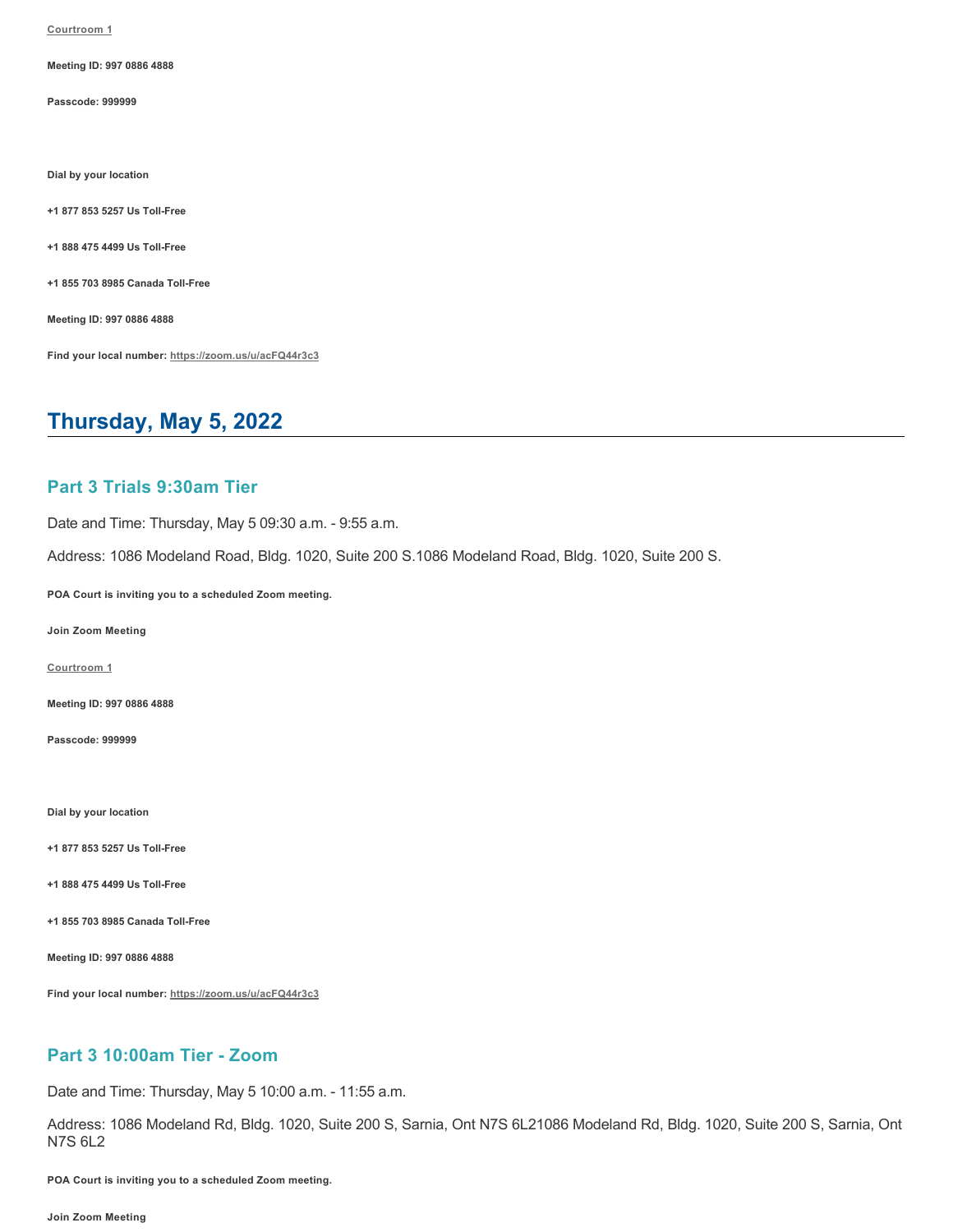Courtroom 1

**Meeting ID: 997 0886 4888**

**Passcode: 999999**

**Dial by your location**

**+1 877 853 5257 Us Toll-Free**

**+1 888 475 4499 Us Toll-Free**

**+1 855 703 8985 Canada Toll-Free**

**Meeting ID: 997 0886 4888**

**Find your local number:** https://zoom.us/u/acFQ44r3c3

## Thursday, May 5, 2022

### Part 3 Trials 9:30am Tier

Date and Time: Thursday, May 5 09:30 a.m. - 9:55 a.m.

Address: 1086 Modeland Road, Bldg. 1020, Suite 200 S.1086 Modeland Road, Bldg. 1020, Suite 200 S.

**POA Court is inviting you to a scheduled Zoom meeting.**

**Join Zoom Meeting**

Courtroom 1

**Meeting ID: 997 0886 4888**

**Passcode: 999999**

**Dial by your location**

**+1 877 853 5257 Us Toll-Free**

**+1 888 475 4499 Us Toll-Free**

**+1 855 703 8985 Canada Toll-Free**

**Meeting ID: 997 0886 4888**

**Find your local number:** https://zoom.us/u/acFQ44r3c3

### Part 3 10:00am Tier - Zoom

Date and Time: Thursday, May 5 10:00 a.m. - 11:55 a.m.

Address: 1086 Modeland Rd, Bldg. 1020, Suite 200 S, Sarnia, Ont N7S 6L21086 Modeland Rd, Bldg. 1020, Suite 200 S, Sarnia, Ont N7S 6L2

**POA Court is inviting you to a scheduled Zoom meeting.**

**Join Zoom Meeting**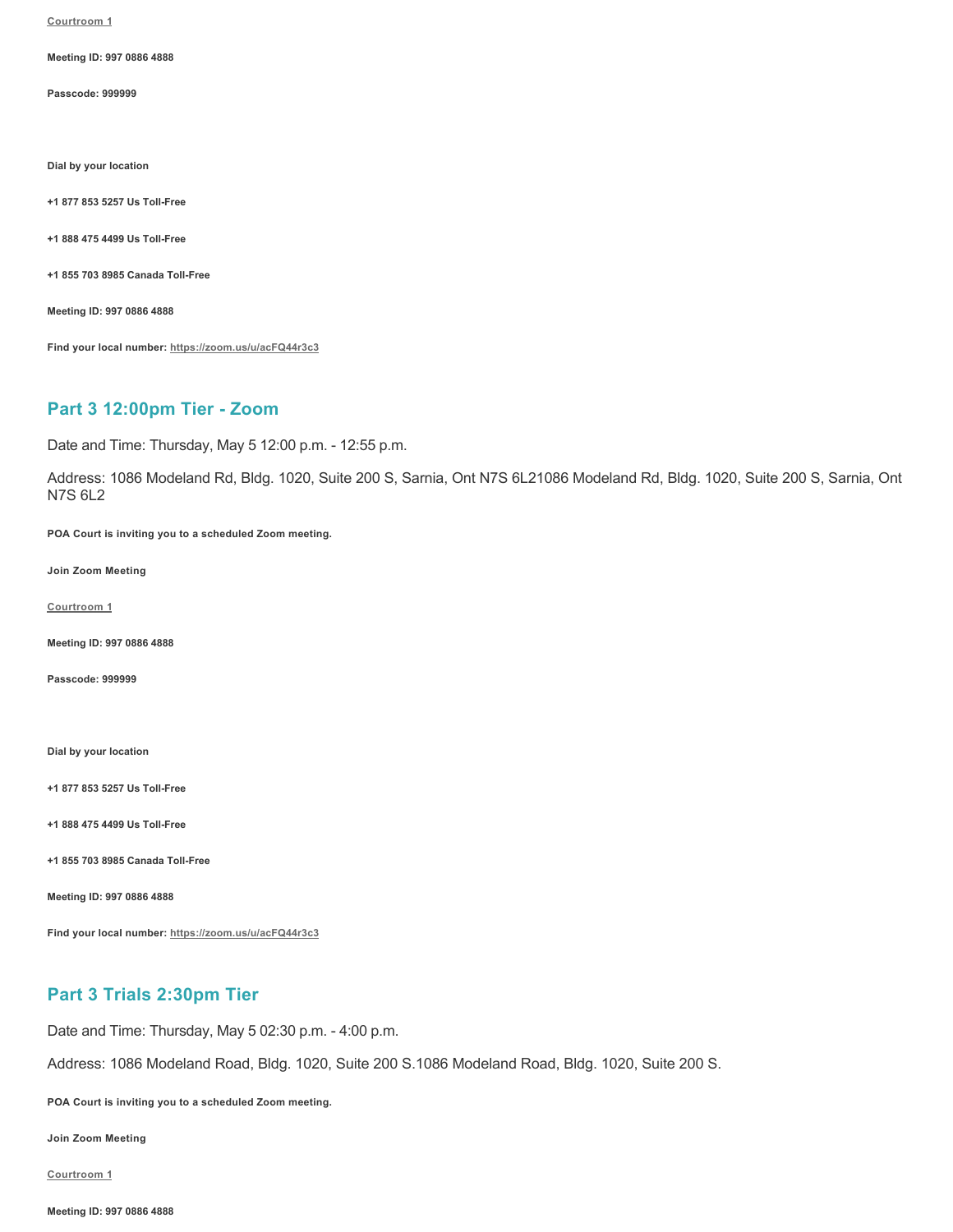[Courtroom 1](#)

**Meeting ID: 997 0886 4888**

**Passcode: 999999**

**Dial by your location**

**+1 877 853 5257 Us Toll-Free**

**+1 888 475 4499 Us Toll-Free**

**+1 855 703 8985 Canada Toll-Free**

**Meeting ID: 997 0886 4888**

**Find your local number: https://zoom.us/u/acFQ44r3c3**

## Part 3 12:00pm Tier - Zoom

Date and Time: Thursday, May 5 12:00 p.m. - 12:55 p.m.

Address: 1086 Modeland Rd, Bldg. 1020, Suite 200 S, Sarnia, Ont N7S 6L21086 Modeland Rd, Bldg. 1020, Suite 200 S, Sarnia, Ont N7S 6L2

**POA Court is inviting you to a scheduled Zoom meeting.**

**Join Zoom Meeting**

[Courtroom 1](#)

**Meeting ID: 997 0886 4888**

**Passcode: 999999**

**Dial by your location**

**+1 877 853 5257 Us Toll-Free**

**+1 888 475 4499 Us Toll-Free**

**+1 855 703 8985 Canada Toll-Free**

**Meeting ID: 997 0886 4888**

**Find your local number: https://zoom.us/u/acFQ44r3c3**

## Part 3 Trials 2:30pm Tier

Date and Time: Thursday, May 5 02:30 p.m. - 4:00 p.m.

Address: 1086 Modeland Road, Bldg. 1020, Suite 200 S.1086 Modeland Road, Bldg. 1020, Suite 200 S.

**POA Court is inviting you to a scheduled Zoom meeting.**

**Join Zoom Meeting**

[Courtroom 1](#)

**Meeting ID: 997 0886 4888**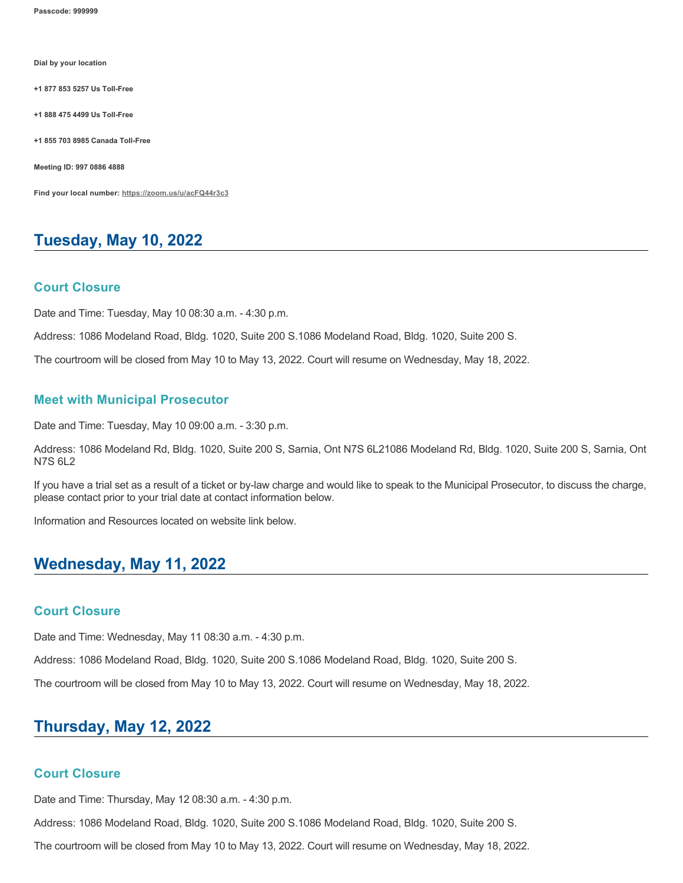**Passcode: 999999**

**Dial by your location**

**+1 877 853 5257 Us Toll-Free**

**+1 888 475 4499 Us Toll-Free**

**+1 855 703 8985 Canada Toll-Free**

**Meeting ID: 997 0886 4888**

**Find your local number: https://zoom.us/u/acFQ44r3c3**

## Tuesday, May 10, 2022

### Court Closure

Date and Time: Tuesday, May 10 08:30 a.m. - 4:30 p.m.

Address: 1086 Modeland Road, Bldg. 1020, Suite 200 S.1086 Modeland Road, Bldg. 1020, Suite 200 S.

The courtroom will be closed from May 10 to May 13, 2022. Court will resume on Wednesday, May 18, 2022.

### Meet with Municipal Prosecutor

Date and Time: Tuesday, May 10 09:00 a.m. - 3:30 p.m.

Address: 1086 Modeland Rd, Bldg. 1020, Suite 200 S, Sarnia, Ont N7S 6L21086 Modeland Rd, Bldg. 1020, Suite 200 S, Sarnia, Ont N7S 6L2

If you have a trial set as a result of a ticket or by-law charge and would like to speak to the Municipal Prosecutor, to discuss the charge, please contact prior to your trial date at contact information below.

Information and Resources located on website link below.

## Wednesday, May 11, 2022

### Court Closure

Date and Time: Wednesday, May 11 08:30 a.m. - 4:30 p.m.

Address: 1086 Modeland Road, Bldg. 1020, Suite 200 S.1086 Modeland Road, Bldg. 1020, Suite 200 S.

The courtroom will be closed from May 10 to May 13, 2022. Court will resume on Wednesday, May 18, 2022.

## Thursday, May 12, 2022

### Court Closure

Date and Time: Thursday, May 12 08:30 a.m. - 4:30 p.m.

Address: 1086 Modeland Road, Bldg. 1020, Suite 200 S.1086 Modeland Road, Bldg. 1020, Suite 200 S.

The courtroom will be closed from May 10 to May 13, 2022. Court will resume on Wednesday, May 18, 2022.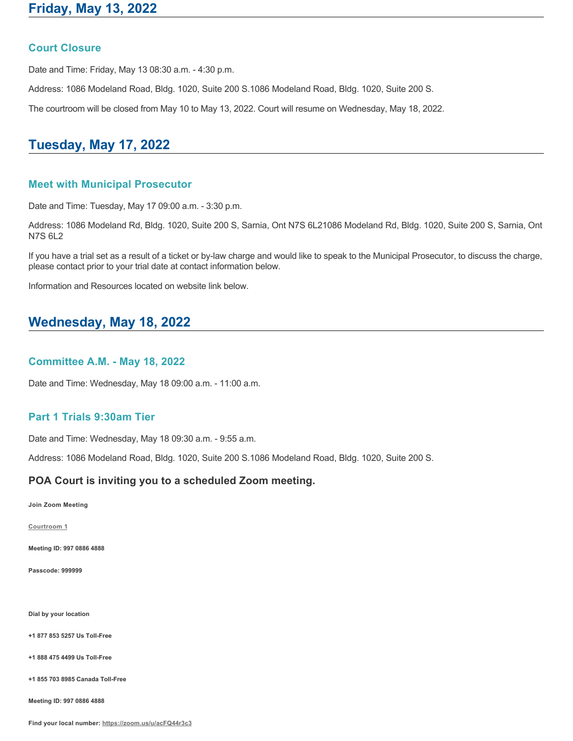## Friday, May 13, 2022

### Court Closure

Date and Time: Friday, May 13 08:30 a.m. - 4:30 p.m.

Address: 1086 Modeland Road, Bldg. 1020, Suite 200 S.1086 Modeland Road, Bldg. 1020, Suite 200 S.

The courtroom will be closed from May 10 to May 13, 2022. Court will resume on Wednesday, May 18, 2022.

## Tuesday, May 17, 2022

### Meet with Municipal Prosecutor

Date and Time: Tuesday, May 17 09:00 a.m. - 3:30 p.m.

Address: 1086 Modeland Rd, Bldg. 1020, Suite 200 S, Sarnia, Ont N7S 6L21086 Modeland Rd, Bldg. 1020, Suite 200 S, Sarnia, Ont N7S 6L2

If you have a trial set as a result of a ticket or by-law charge and would like to speak to the Municipal Prosecutor, to discuss the charge, please contact prior to your trial date at contact information below.

Information and Resources located on website link below.

## Wednesday, May 18, 2022

### Committee A.M. - May 18, 2022

Date and Time: Wednesday, May 18 09:00 a.m. - 11:00 a.m.

### Part 1 Trials 9:30am Tier

Date and Time: Wednesday, May 18 09:30 a.m. - 9:55 a.m.

Address: 1086 Modeland Road, Bldg. 1020, Suite 200 S.1086 Modeland Road, Bldg. 1020, Suite 200 S.

**POA Court is inviting you to a scheduled Zoom meeting.**

**Join Zoom Meeting**

Courtroom 1

**Meeting ID: 997 0886 4888**

**Passcode: 999999**

**Dial by your location**

**+1 877 853 5257 Us Toll-Free**

**+1 888 475 4499 Us Toll-Free**

**+1 855 703 8985 Canada Toll-Free**

**Meeting ID: 997 0886 4888**

**Find your local number:** https://zoom.us/u/acFQ44r3c3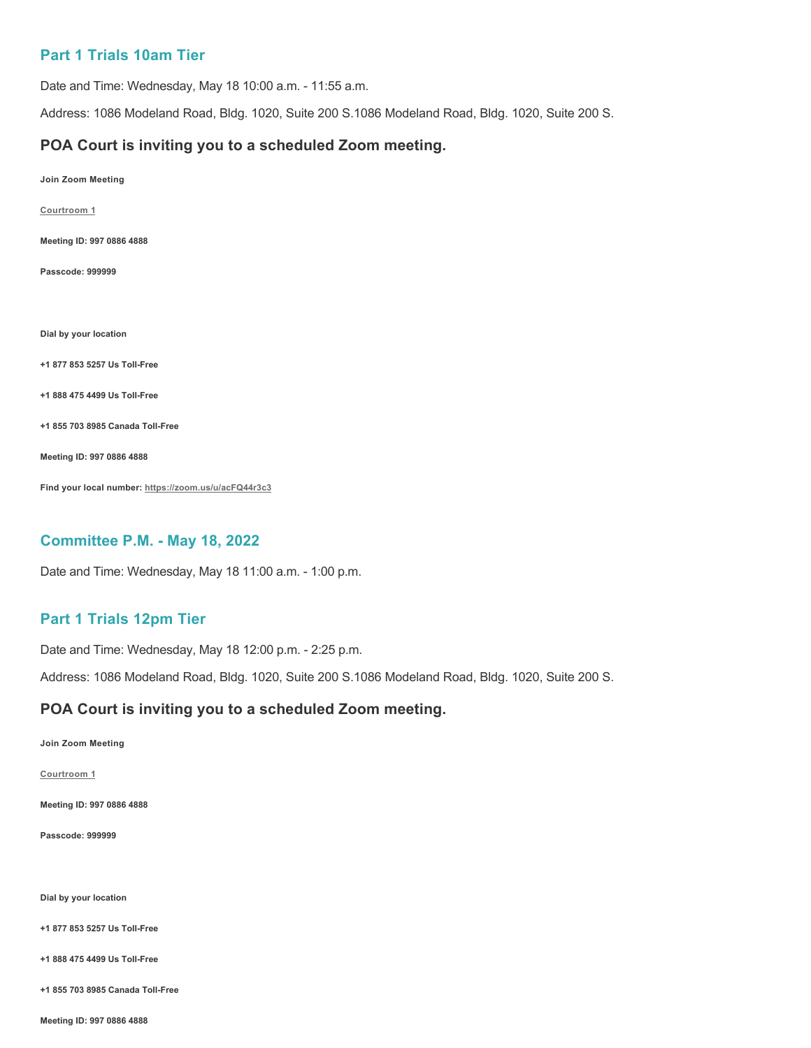## Part 1 Trials 10am Tier

Date and Time: Wednesday, May 18 10:00 a.m. - 11:55 a.m.

Address: 1086 Modeland Road, Bldg. 1020, Suite 200 S.1086 Modeland Road, Bldg. 1020, Suite 200 S.

### POA Court is inviting you to a scheduled Zoom meeting.

**Join Zoom Meeting**

**Courtroom 1**

**Meeting ID: 997 0886 4888**

**Passcode: 999999**

**Dial by your location**

**+1 877 853 5257 Us Toll-Free**

**+1 888 475 4499 Us Toll-Free**

**+1 855 703 8985 Canada Toll-Free**

**Meeting ID: 997 0886 4888**

**Find your local number: https://zoom.us/u/acFQ44r3c3**

## Committee P.M. - May 18, 2022

Date and Time: Wednesday, May 18 11:00 a.m. - 1:00 p.m.

## Part 1 Trials 12pm Tier

Date and Time: Wednesday, May 18 12:00 p.m. - 2:25 p.m.

Address: 1086 Modeland Road, Bldg. 1020, Suite 200 S.1086 Modeland Road, Bldg. 1020, Suite 200 S.

### POA Court is inviting you to a scheduled Zoom meeting.

**Join Zoom Meeting**

**Courtroom 1**

**Meeting ID: 997 0886 4888**

**Passcode: 999999**

**Dial by your location**

**+1 877 853 5257 Us Toll-Free**

**+1 888 475 4499 Us Toll-Free**

**+1 855 703 8985 Canada Toll-Free**

**Meeting ID: 997 0886 4888**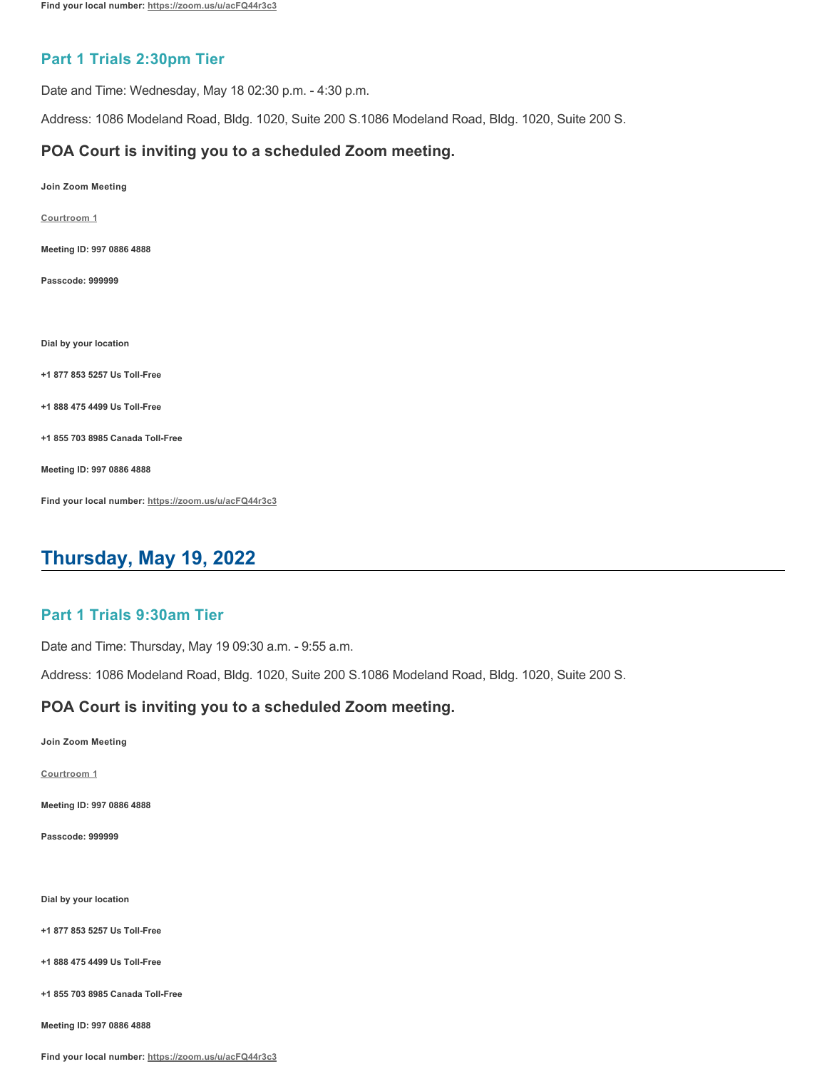**Find your local number:** https://zoom.us/u/acFQ44r3c3

### Part 1 Trials 2:30pm Tier

Date and Time: Wednesday, May 18 02:30 p.m. - 4:30 p.m.

Address: 1086 Modeland Road, Bldg. 1020, Suite 200 S.1086 Modeland Road, Bldg. 1020, Suite 200 S.

#### POA Court is inviting you to a scheduled Zoom meeting.

**Join Zoom Meeting**

**Courtroom 1**

**Meeting ID: 997 0886 4888**

**Passcode: 999999**

**Dial by your location**

**+1 877 853 5257 Us Toll-Free**

**+1 888 475 4499 Us Toll-Free**

**+1 855 703 8985 Canada Toll-Free**

**Meeting ID: 997 0886 4888**

**Find your local number:** https://zoom.us/u/acFQ44r3c3

## Thursday, May 19, 2022

### Part 1 Trials 9:30am Tier

Date and Time: Thursday, May 19 09:30 a.m. - 9:55 a.m.

Address: 1086 Modeland Road, Bldg. 1020, Suite 200 S.1086 Modeland Road, Bldg. 1020, Suite 200 S.

#### POA Court is inviting you to a scheduled Zoom meeting.

**Join Zoom Meeting**

**Courtroom 1**

**Meeting ID: 997 0886 4888**

**Passcode: 999999**

**Dial by your location**

**+1 877 853 5257 Us Toll-Free**

**+1 888 475 4499 Us Toll-Free**

**+1 855 703 8985 Canada Toll-Free**

**Meeting ID: 997 0886 4888**

**Find your local number:** https://zoom.us/u/acFQ44r3c3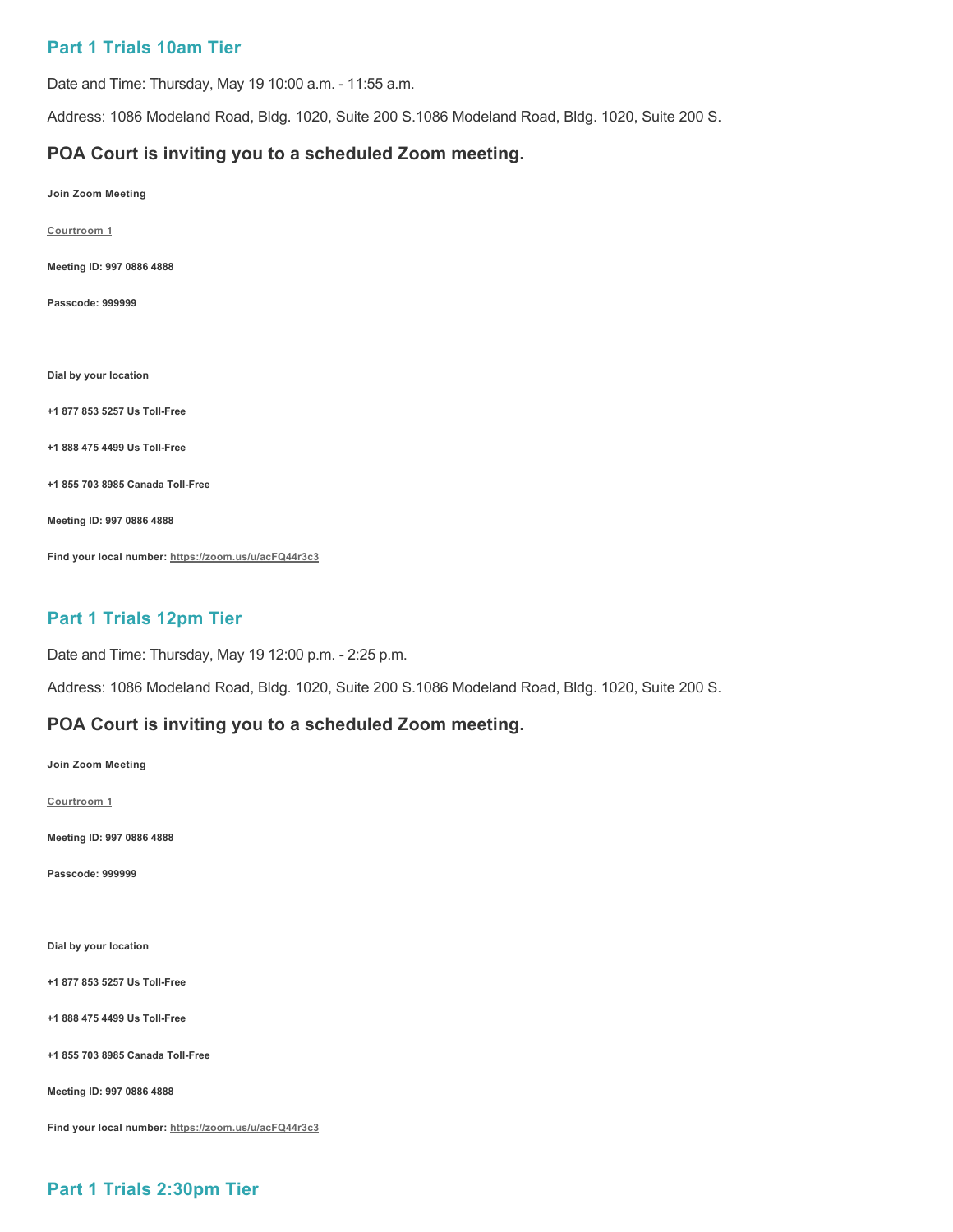## Part 1 Trials 10am Tier

Date and Time: Thursday, May 19 10:00 a.m. - 11:55 a.m.

Address: 1086 Modeland Road, Bldg. 1020, Suite 200 S.1086 Modeland Road, Bldg. 1020, Suite 200 S.

### POA Court is inviting you to a scheduled Zoom meeting.

**Join Zoom Meeting**

**Courtroom 1**

**Meeting ID: 997 0886 4888**

**Passcode: 999999**

**Dial by your location**

**+1 877 853 5257 Us Toll-Free**

**+1 888 475 4499 Us Toll-Free**

**+1 855 703 8985 Canada Toll-Free**

**Meeting ID: 997 0886 4888**

**Find your local number: https://zoom.us/u/acFQ44r3c3**

## Part 1 Trials 12pm Tier

Date and Time: Thursday, May 19 12:00 p.m. - 2:25 p.m.

Address: 1086 Modeland Road, Bldg. 1020, Suite 200 S.1086 Modeland Road, Bldg. 1020, Suite 200 S.

### POA Court is inviting you to a scheduled Zoom meeting.

**Join Zoom Meeting**

**Courtroom 1**

**Meeting ID: 997 0886 4888**

**Passcode: 999999**

**Dial by your location**

**+1 877 853 5257 Us Toll-Free**

**+1 888 475 4499 Us Toll-Free**

**+1 855 703 8985 Canada Toll-Free**

**Meeting ID: 997 0886 4888**

**Find your local number: https://zoom.us/u/acFQ44r3c3**

## Part 1 Trials 2:30pm Tier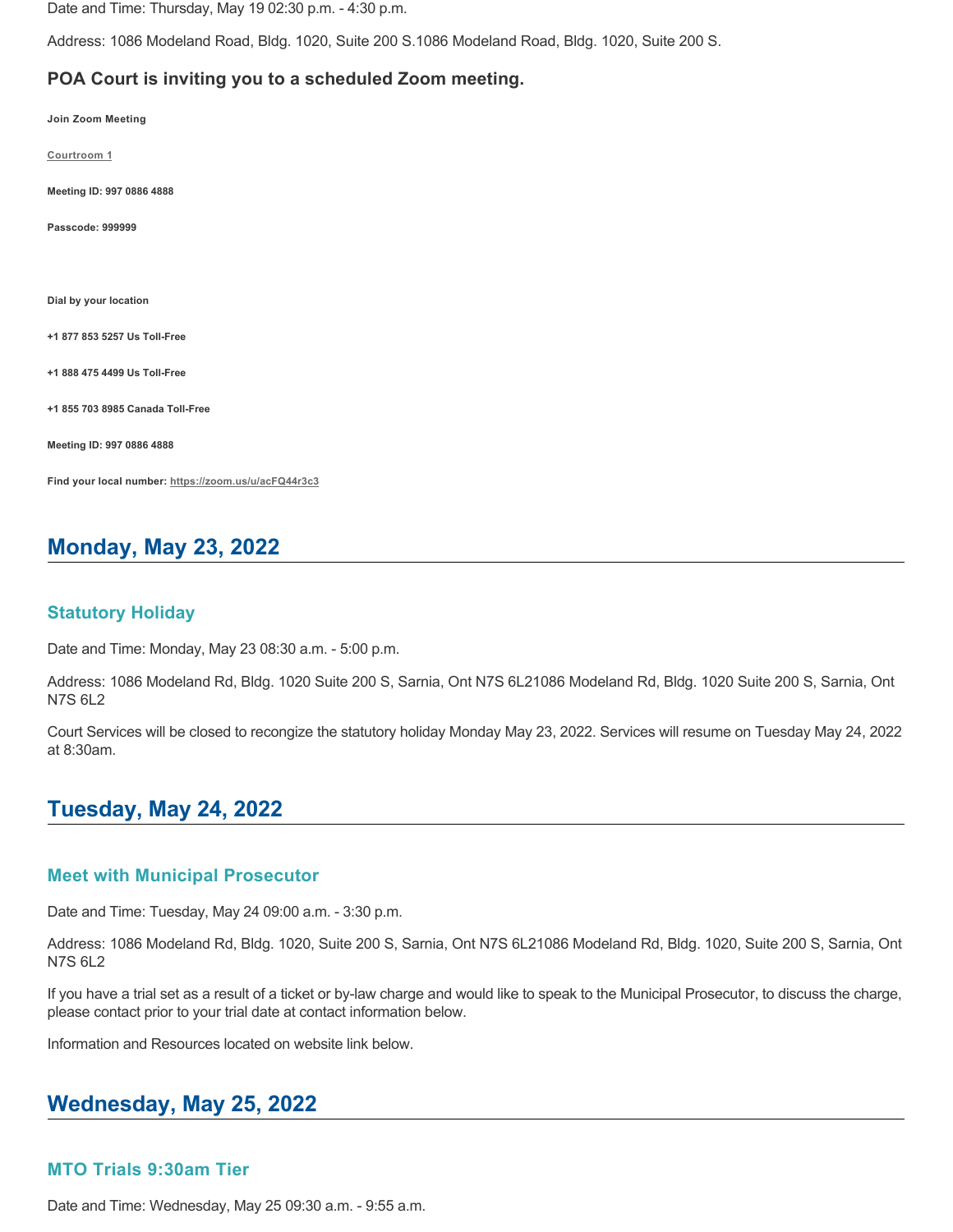Date and Time: Thursday, May 19 02:30 p.m. - 4:30 p.m.

Address: 1086 Modeland Road, Bldg. 1020, Suite 200 S.1086 Modeland Road, Bldg. 1020, Suite 200 S.

### POA Court is inviting you to a scheduled Zoom meeting.

**Join Zoom Meeting**

**Courtroom 1**

**Meeting ID: 997 0886 4888**

**Passcode: 999999**

**Dial by your location**

**+1 877 853 5257 Us Toll-Free**

**+1 888 475 4499 Us Toll-Free**

**+1 855 703 8985 Canada Toll-Free**

**Meeting ID: 997 0886 4888**

**Find your local number: https://zoom.us/u/acFQ44r3c3**

## Monday, May 23, 2022

### Statutory Holiday

Date and Time: Monday, May 23 08:30 a.m. - 5:00 p.m.

Address: 1086 Modeland Rd, Bldg. 1020 Suite 200 S, Sarnia, Ont N7S 6L21086 Modeland Rd, Bldg. 1020 Suite 200 S, Sarnia, Ont N7S 6L2

Court Services will be closed to recongize the statutory holiday Monday May 23, 2022. Services will resume on Tuesday May 24, 2022 at 8:30am.

## Tuesday, May 24, 2022

### Meet with Municipal Prosecutor

Date and Time: Tuesday, May 24 09:00 a.m. - 3:30 p.m.

Address: 1086 Modeland Rd, Bldg. 1020, Suite 200 S, Sarnia, Ont N7S 6L21086 Modeland Rd, Bldg. 1020, Suite 200 S, Sarnia, Ont N7S 6L2

If you have a trial set as a result of a ticket or by-law charge and would like to speak to the Municipal Prosecutor, to discuss the charge, please contact prior to your trial date at contact information below.

Information and Resources located on website link below.

## Wednesday, May 25, 2022

### MTO Trials 9:30am Tier

Date and Time: Wednesday, May 25 09:30 a.m. - 9:55 a.m.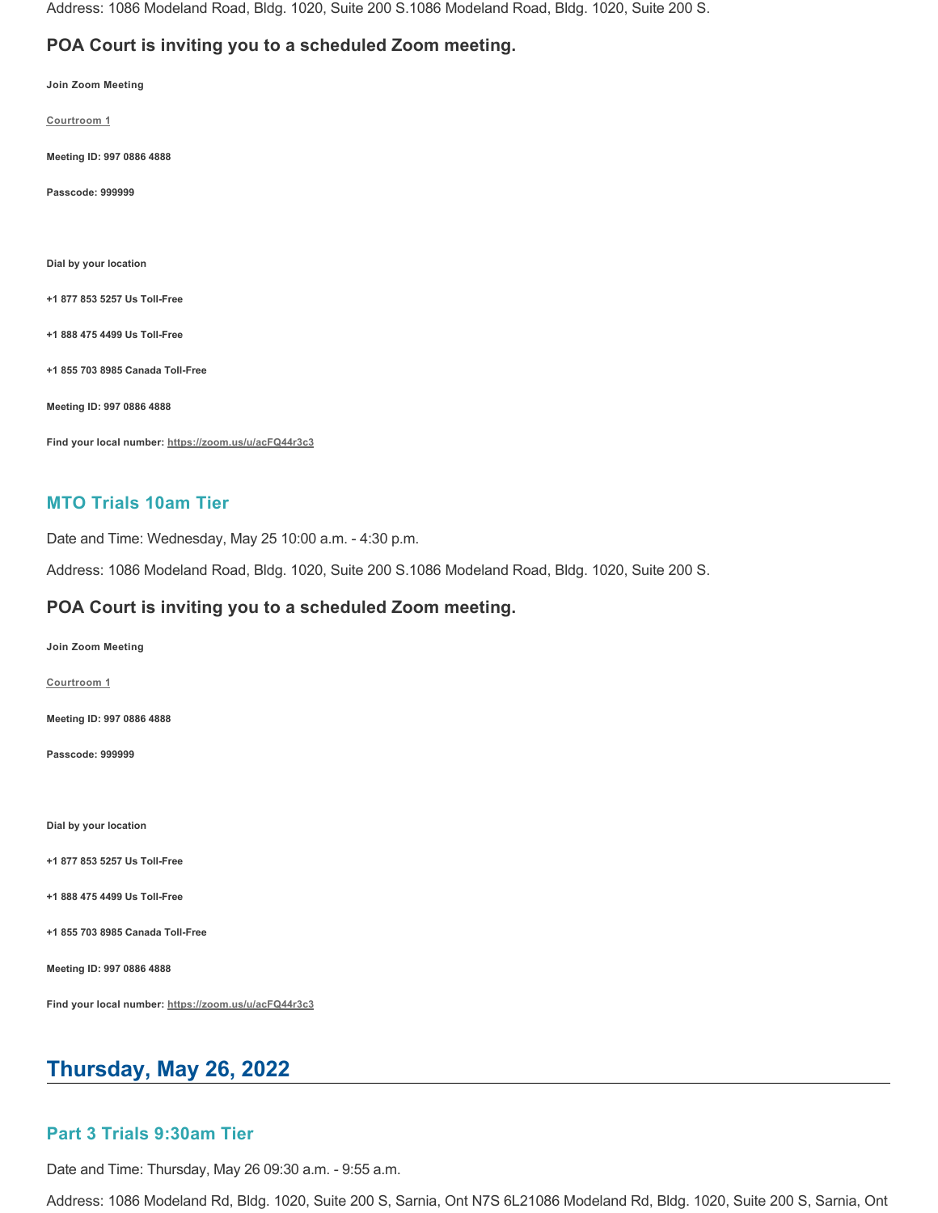Address: 1086 Modeland Road, Bldg. 1020, Suite 200 S.1086 Modeland Road, Bldg. 1020, Suite 200 S.

### POA Court is inviting you to a scheduled Zoom meeting.

**Join Zoom Meeting**

**Courtroom 1**

**Meeting ID: 997 0886 4888**

**Passcode: 999999**

**Dial by your location**

**+1 877 853 5257 Us Toll-Free**

**+1 888 475 4499 Us Toll-Free**

**+1 855 703 8985 Canada Toll-Free**

**Meeting ID: 997 0886 4888**

**Find your local number: https://zoom.us/u/acFQ44r3c3**

### MTO Trials 10am Tier

Date and Time: Wednesday, May 25 10:00 a.m. - 4:30 p.m.

Address: 1086 Modeland Road, Bldg. 1020, Suite 200 S.1086 Modeland Road, Bldg. 1020, Suite 200 S.

### POA Court is inviting you to a scheduled Zoom meeting.

**Join Zoom Meeting**

**Courtroom 1**

**Meeting ID: 997 0886 4888**

**Passcode: 999999**

**Dial by your location**

**+1 877 853 5257 Us Toll-Free**

**+1 888 475 4499 Us Toll-Free**

**+1 855 703 8985 Canada Toll-Free**

**Meeting ID: 997 0886 4888**

**Find your local number: https://zoom.us/u/acFQ44r3c3**

## Thursday, May 26, 2022

### Part 3 Trials 9:30am Tier

Date and Time: Thursday, May 26 09:30 a.m. - 9:55 a.m.

Address: 1086 Modeland Rd, Bldg. 1020, Suite 200 S, Sarnia, Ont N7S 6L21086 Modeland Rd, Bldg. 1020, Suite 200 S, Sarnia, Ont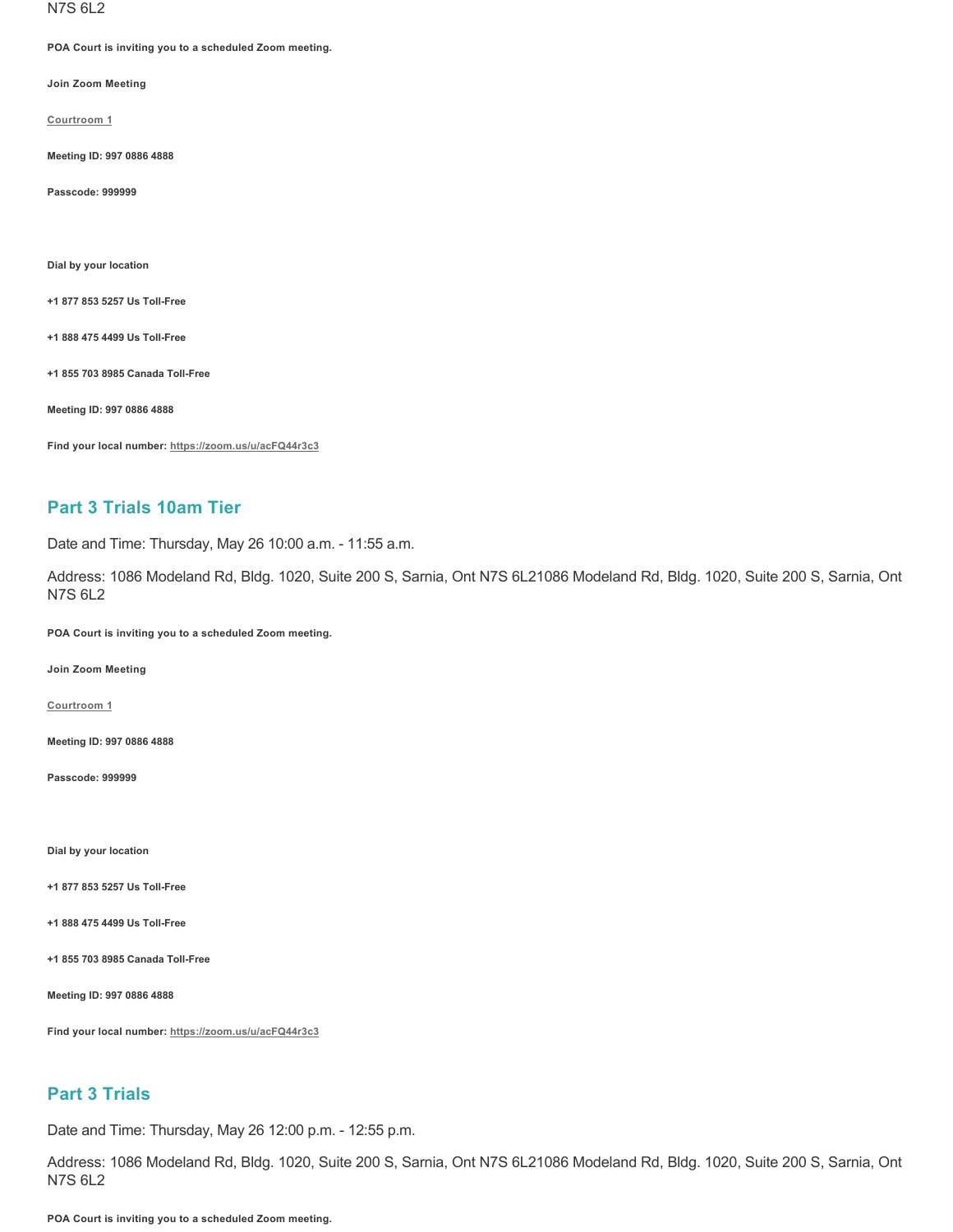N7S 6L2

**POA Court is inviting you to a scheduled Zoom meeting.**

**Join Zoom Meeting**

**Courtroom 1**

**Meeting ID: 997 0886 4888**

**Passcode: 999999**

**Dial by your location**

**+1 877 853 5257 Us Toll-Free**

**+1 888 475 4499 Us Toll-Free**

**+1 855 703 8985 Canada Toll-Free**

**Meeting ID: 997 0886 4888**

**Find your local number: https://zoom.us/u/acFQ44r3c3**

## Part 3 Trials 10am Tier

Date and Time: Thursday, May 26 10:00 a.m. - 11:55 a.m.

Address: 1086 Modeland Rd, Bldg. 1020, Suite 200 S, Sarnia, Ont N7S 6L21086 Modeland Rd, Bldg. 1020, Suite 200 S, Sarnia, Ont N7S 6L2

**POA Court is inviting you to a scheduled Zoom meeting.**

**Join Zoom Meeting**

**Courtroom 1**

**Meeting ID: 997 0886 4888**

**Passcode: 999999**

**Dial by your location**

**+1 877 853 5257 Us Toll-Free**

**+1 888 475 4499 Us Toll-Free**

**+1 855 703 8985 Canada Toll-Free**

**Meeting ID: 997 0886 4888**

**Find your local number: https://zoom.us/u/acFQ44r3c3**

## Part 3 Trials

Date and Time: Thursday, May 26 12:00 p.m. - 12:55 p.m.

Address: 1086 Modeland Rd, Bldg. 1020, Suite 200 S, Sarnia, Ont N7S 6L21086 Modeland Rd, Bldg. 1020, Suite 200 S, Sarnia, Ont N7S 6L2

**POA Court is inviting you to a scheduled Zoom meeting.**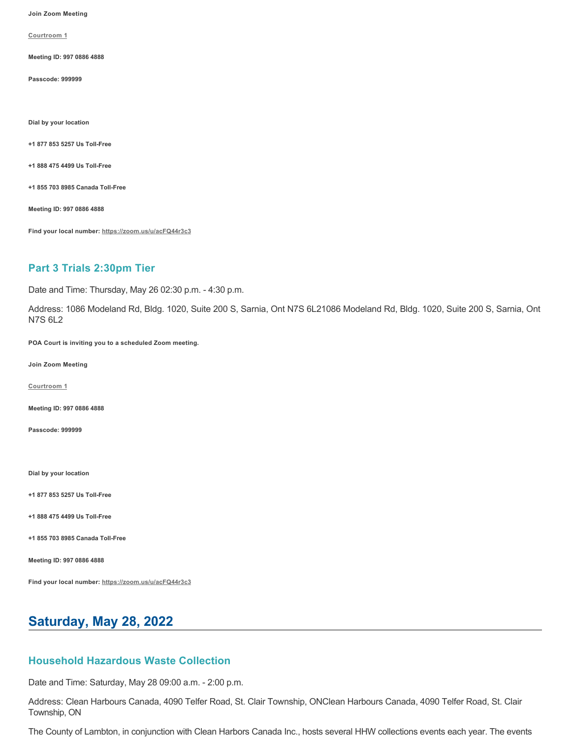**Join Zoom Meeting**

**[Courtroom 1](#)**

**Meeting ID: 997 0886 4888**

**Passcode: 999999**

**Dial by your location**

**+1 877 853 5257 Us Toll-Free**

**+1 888 475 4499 Us Toll-Free**

**+1 855 703 8985 Canada Toll-Free**

**Meeting ID: 997 0886 4888**

**Find your local number: https://zoom.us/u/acFQ44r3c3**

### Part 3 Trials 2:30pm Tier

Date and Time: Thursday, May 26 02:30 p.m. - 4:30 p.m.

Address: 1086 Modeland Rd, Bldg. 1020, Suite 200 S, Sarnia, Ont N7S 6L21086 Modeland Rd, Bldg. 1020, Suite 200 S, Sarnia, Ont N7S 6L2

**POA Court is inviting you to a scheduled Zoom meeting.**

**Join Zoom Meeting**

**[Courtroom 1](#)**

**Meeting ID: 997 0886 4888**

**Passcode: 999999**

**Dial by your location**

**+1 877 853 5257 Us Toll-Free**

**+1 888 475 4499 Us Toll-Free**

**+1 855 703 8985 Canada Toll-Free**

**Meeting ID: 997 0886 4888**

**Find your local number: https://zoom.us/u/acFQ44r3c3**

## Saturday, May 28, 2022

### Household Hazardous Waste Collection

Date and Time: Saturday, May 28 09:00 a.m. - 2:00 p.m.

Address: Clean Harbours Canada, 4090 Telfer Road, St. Clair Township, ONClean Harbours Canada, 4090 Telfer Road, St. Clair Township, ON

The County of Lambton, in conjunction with Clean Harbors Canada Inc., hosts several HHW collections events each year. The events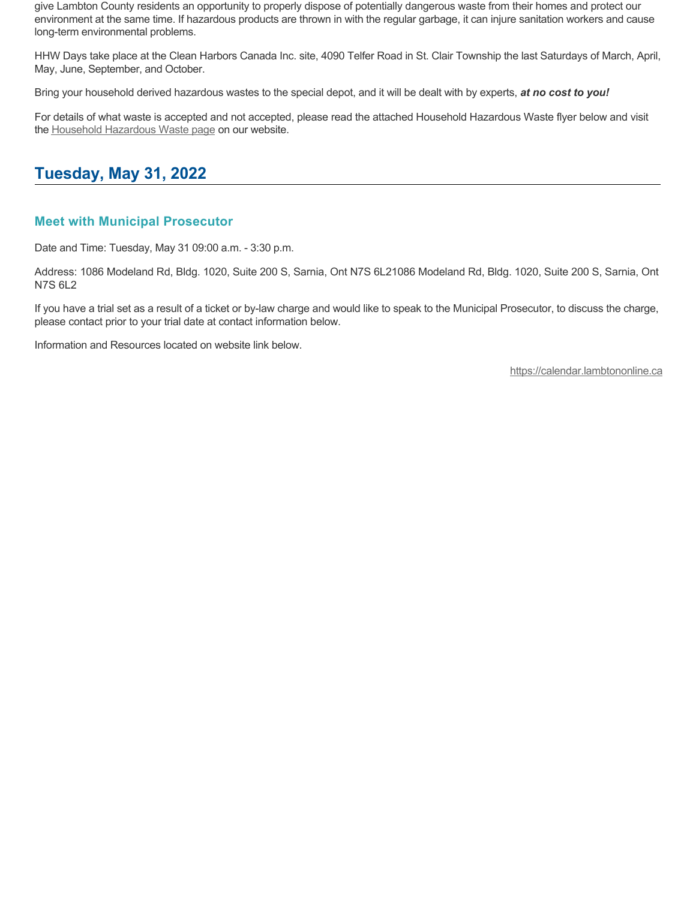give Lambton County residents an opportunity to properly dispose of potentially dangerous waste from their homes and protect our environment at the same time. If hazardous products are thrown in with the regular garbage, it can injure sanitation workers and cause long-term environmental problems.

HHW Days take place at the Clean Harbors Canada Inc. site, 4090 Telfer Road in St. Clair Township the last Saturdays of March, April, May, June, September, and October.

Bring your household derived hazardous wastes to the special depot, and it will be dealt with by experts, ***at no cost to you!***

For details of what waste is accepted and not accepted, please read the attached Household Hazardous Waste flyer below and visit the Household Hazardous Waste page on our website.

## Tuesday, May 31, 2022

### Meet with Municipal Prosecutor

Date and Time: Tuesday, May 31 09:00 a.m. - 3:30 p.m.

Address: 1086 Modeland Rd, Bldg. 1020, Suite 200 S, Sarnia, Ont N7S 6L21086 Modeland Rd, Bldg. 1020, Suite 200 S, Sarnia, Ont N7S 6L2

If you have a trial set as a result of a ticket or by-law charge and would like to speak to the Municipal Prosecutor, to discuss the charge, please contact prior to your trial date at contact information below.

Information and Resources located on website link below.

https://calendar.lambtononline.ca